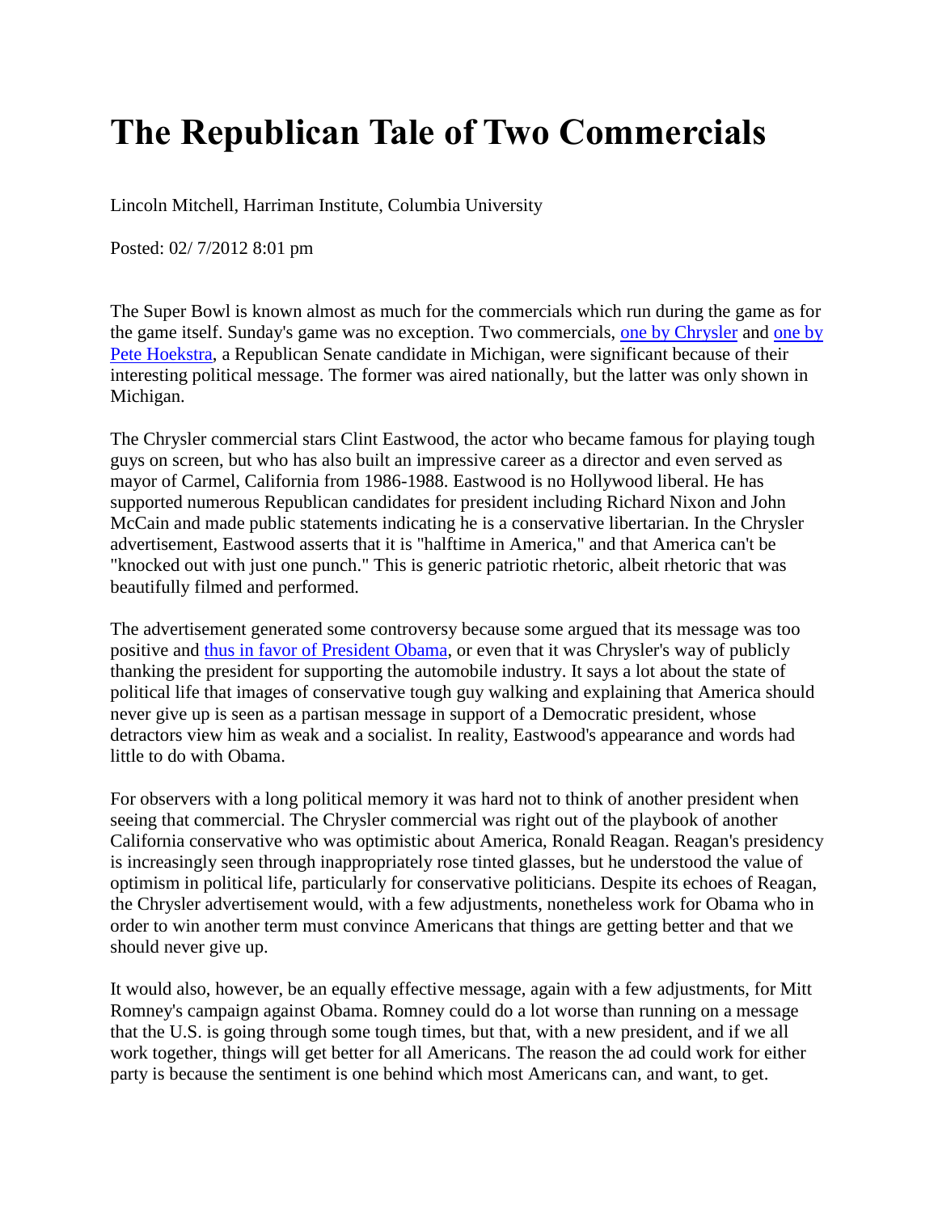# The Republican Tale of Two Commercials

Lincoln Mitchell, Harriman Institute, Columbia University

Posted: 02/ 7/2012 8:01 pm

The Super Bowl is known almost as much for the commercials which run during the game as for the game itself. Sunday's game was no exception. Two commercials, one by Chrysler and one by Pete Hoekstra, a Republican Senate candidate in Michigan, were significant because of their interesting political message. The former was aired nationally, but the latter was only shown in Michigan.

The Chrysler commercial stars Clint Eastwood, the actor who became famous for playing tough guys on screen, but who has also built an impressive career as a director and even served as mayor of Carmel, California from 1986-1988. Eastwood is no Hollywood liberal. He has supported numerous Republican candidates for president including Richard Nixon and John McCain and made public statements indicating he is a conservative libertarian. In the Chrysler advertisement, Eastwood asserts that it is "halftime in America," and that America can't be "knocked out with just one punch." This is generic patriotic rhetoric, albeit rhetoric that was beautifully filmed and performed.

The advertisement generated some controversy because some argued that its message was too positive and thus in favor of President Obama, or even that it was Chrysler's way of publicly thanking the president for supporting the automobile industry. It says a lot about the state of political life that images of conservative tough guy walking and explaining that America should never give up is seen as a partisan message in support of a Democratic president, whose detractors view him as weak and a socialist. In reality, Eastwood's appearance and words had little to do with Obama.

For observers with a long political memory it was hard not to think of another president when seeing that commercial. The Chrysler commercial was right out of the playbook of another California conservative who was optimistic about America, Ronald Reagan. Reagan's presidency is increasingly seen through inappropriately rose tinted glasses, but he understood the value of optimism in political life, particularly for conservative politicians. Despite its echoes of Reagan, the Chrysler advertisement would, with a few adjustments, nonetheless work for Obama who in order to win another term must convince Americans that things are getting better and that we should never give up.

It would also, however, be an equally effective message, again with a few adjustments, for Mitt Romney's campaign against Obama. Romney could do a lot worse than running on a message that the U.S. is going through some tough times, but that, with a new president, and if we all work together, things will get better for all Americans. The reason the ad could work for either party is because the sentiment is one behind which most Americans can, and want, to get.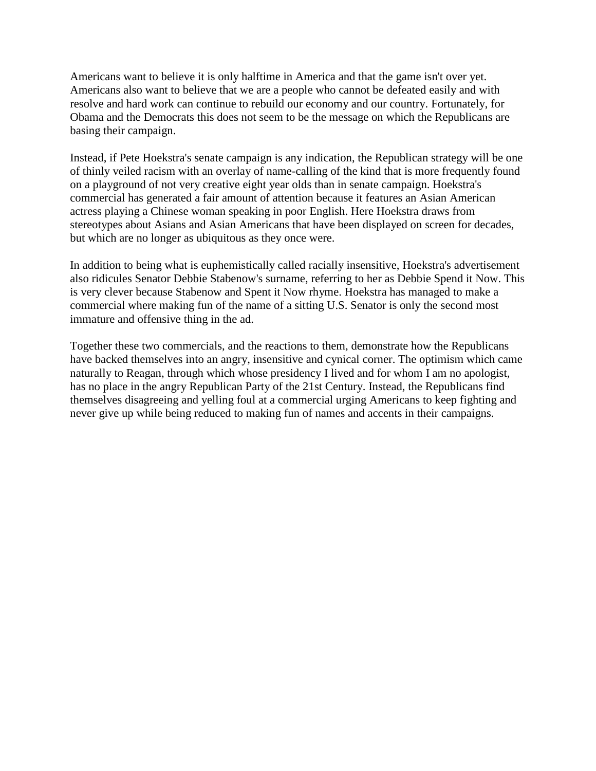Americans want to believe it is only halftime in America and that the game isn't over yet. Americans also want to believe that we are a people who cannot be defeated easily and with resolve and hard work can continue to rebuild our economy and our country. Fortunately, for Obama and the Democrats this does not seem to be the message on which the Republicans are basing their campaign.

Instead, if Pete Hoekstra's senate campaign is any indication, the Republican strategy will be one of thinly veiled racism with an overlay of name-calling of the kind that is more frequently found on a playground of not very creative eight year olds than in senate campaign. Hoekstra's commercial has generated a fair amount of attention because it features an Asian American actress playing a Chinese woman speaking in poor English. Here Hoekstra draws from stereotypes about Asians and Asian Americans that have been displayed on screen for decades, but which are no longer as ubiquitous as they once were.

In addition to being what is euphemistically called racially insensitive, Hoekstra's advertisement also ridicules Senator Debbie Stabenow's surname, referring to her as Debbie Spend it Now. This is very clever because Stabenow and Spent it Now rhyme. Hoekstra has managed to make a commercial where making fun of the name of a sitting U.S. Senator is only the second most immature and offensive thing in the ad.

Together these two commercials, and the reactions to them, demonstrate how the Republicans have backed themselves into an angry, insensitive and cynical corner. The optimism which came naturally to Reagan, through which whose presidency I lived and for whom I am no apologist, has no place in the angry Republican Party of the 21st Century. Instead, the Republicans find themselves disagreeing and yelling foul at a commercial urging Americans to keep fighting and never give up while being reduced to making fun of names and accents in their campaigns.